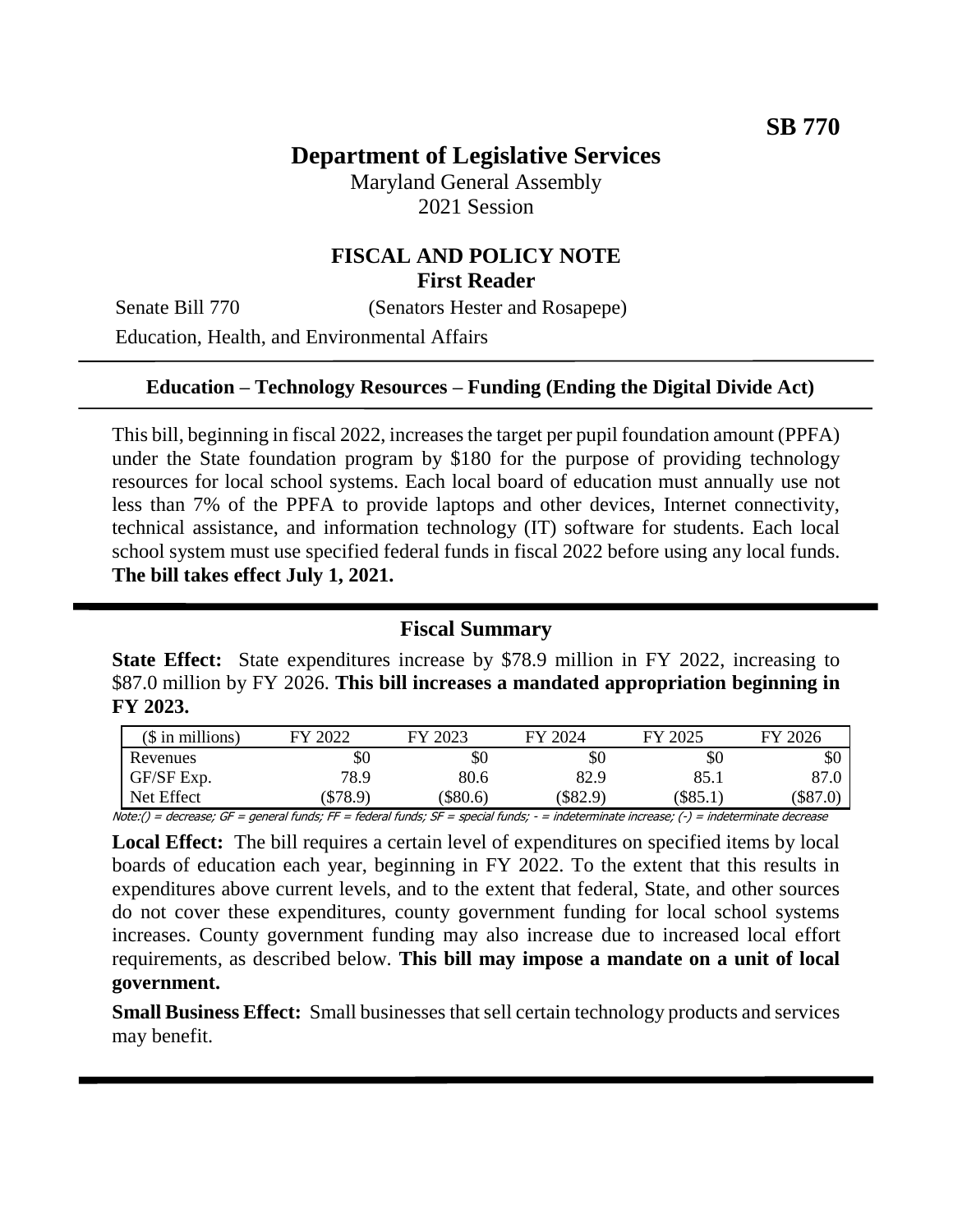**SB 770**

# Department of Legislative Services

Maryland General Assembly
2021 Session

## FISCAL AND POLICY NOTE
**First Reader**

Senate Bill 770 (Senators Hester and Rosapepe)

Education, Health, and Environmental Affairs

---

**Education – Technology Resources – Funding (Ending the Digital Divide Act)**

---

This bill, beginning in fiscal 2022, increases the target per pupil foundation amount (PPFA) under the State foundation program by $180 for the purpose of providing technology resources for local school systems. Each local board of education must annually use not less than 7% of the PPFA to provide laptops and other devices, Internet connectivity, technical assistance, and information technology (IT) software for students. Each local school system must use specified federal funds in fiscal 2022 before using any local funds. **The bill takes effect July 1, 2021.**

---

## Fiscal Summary

**State Effect:** State expenditures increase by $78.9 million in FY 2022, increasing to $87.0 million by FY 2026. **This bill increases a mandated appropriation beginning in FY 2023.**

| ($ in millions) | FY 2022 | FY 2023 | FY 2024 | FY 2025 | FY 2026 |
|---|---|---|---|---|---|
| Revenues | $0 | $0 | $0 | $0 | $0 |
| GF/SF Exp. | 78.9 | 80.6 | 82.9 | 85.1 | 87.0 |
| Net Effect | ($78.9) | ($80.6) | ($82.9) | ($85.1) | ($87.0) |

Note:() = decrease; GF = general funds; FF = federal funds; SF = special funds; - = indeterminate increase; (-) = indeterminate decrease

**Local Effect:** The bill requires a certain level of expenditures on specified items by local boards of education each year, beginning in FY 2022. To the extent that this results in expenditures above current levels, and to the extent that federal, State, and other sources do not cover these expenditures, county government funding for local school systems increases. County government funding may also increase due to increased local effort requirements, as described below. **This bill may impose a mandate on a unit of local government.**

**Small Business Effect:** Small businesses that sell certain technology products and services may benefit.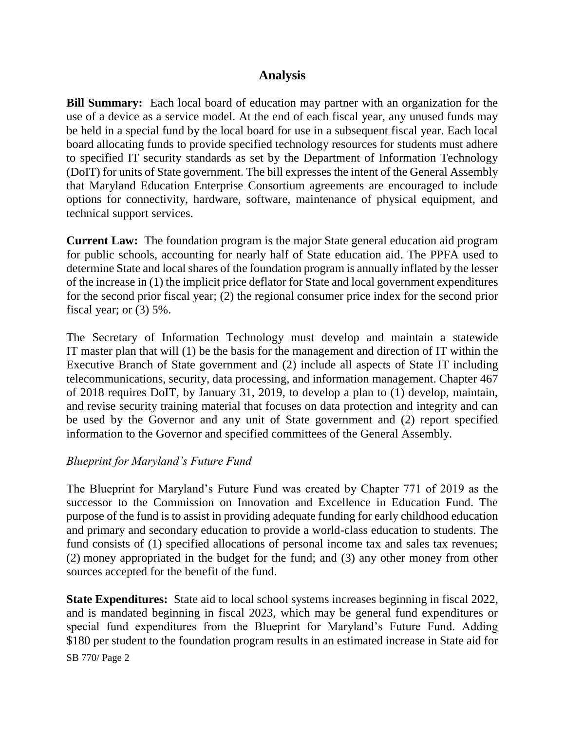## Analysis

**Bill Summary:** Each local board of education may partner with an organization for the use of a device as a service model. At the end of each fiscal year, any unused funds may be held in a special fund by the local board for use in a subsequent fiscal year. Each local board allocating funds to provide specified technology resources for students must adhere to specified IT security standards as set by the Department of Information Technology (DoIT) for units of State government. The bill expresses the intent of the General Assembly that Maryland Education Enterprise Consortium agreements are encouraged to include options for connectivity, hardware, software, maintenance of physical equipment, and technical support services.

**Current Law:** The foundation program is the major State general education aid program for public schools, accounting for nearly half of State education aid. The PPFA used to determine State and local shares of the foundation program is annually inflated by the lesser of the increase in (1) the implicit price deflator for State and local government expenditures for the second prior fiscal year; (2) the regional consumer price index for the second prior fiscal year; or (3) 5%.

The Secretary of Information Technology must develop and maintain a statewide IT master plan that will (1) be the basis for the management and direction of IT within the Executive Branch of State government and (2) include all aspects of State IT including telecommunications, security, data processing, and information management. Chapter 467 of 2018 requires DoIT, by January 31, 2019, to develop a plan to (1) develop, maintain, and revise security training material that focuses on data protection and integrity and can be used by the Governor and any unit of State government and (2) report specified information to the Governor and specified committees of the General Assembly.

*Blueprint for Maryland's Future Fund*

The Blueprint for Maryland's Future Fund was created by Chapter 771 of 2019 as the successor to the Commission on Innovation and Excellence in Education Fund. The purpose of the fund is to assist in providing adequate funding for early childhood education and primary and secondary education to provide a world-class education to students. The fund consists of (1) specified allocations of personal income tax and sales tax revenues; (2) money appropriated in the budget for the fund; and (3) any other money from other sources accepted for the benefit of the fund.

**State Expenditures:** State aid to local school systems increases beginning in fiscal 2022, and is mandated beginning in fiscal 2023, which may be general fund expenditures or special fund expenditures from the Blueprint for Maryland's Future Fund. Adding $180 per student to the foundation program results in an estimated increase in State aid for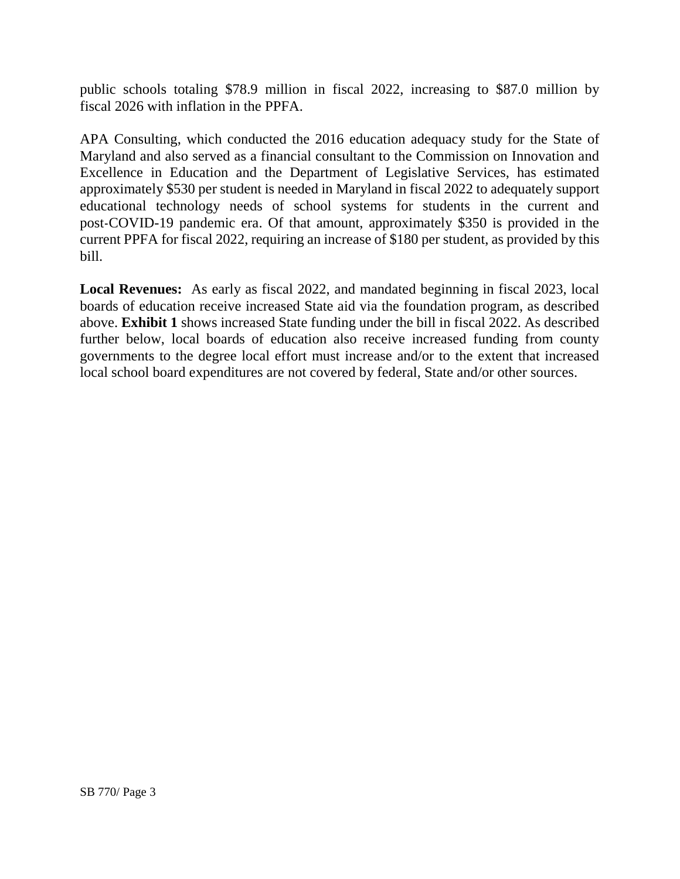public schools totaling $78.9 million in fiscal 2022, increasing to $87.0 million by fiscal 2026 with inflation in the PPFA.

APA Consulting, which conducted the 2016 education adequacy study for the State of Maryland and also served as a financial consultant to the Commission on Innovation and Excellence in Education and the Department of Legislative Services, has estimated approximately $530 per student is needed in Maryland in fiscal 2022 to adequately support educational technology needs of school systems for students in the current and post-COVID-19 pandemic era. Of that amount, approximately $350 is provided in the current PPFA for fiscal 2022, requiring an increase of $180 per student, as provided by this bill.

**Local Revenues:** As early as fiscal 2022, and mandated beginning in fiscal 2023, local boards of education receive increased State aid via the foundation program, as described above. **Exhibit 1** shows increased State funding under the bill in fiscal 2022. As described further below, local boards of education also receive increased funding from county governments to the degree local effort must increase and/or to the extent that increased local school board expenditures are not covered by federal, State and/or other sources.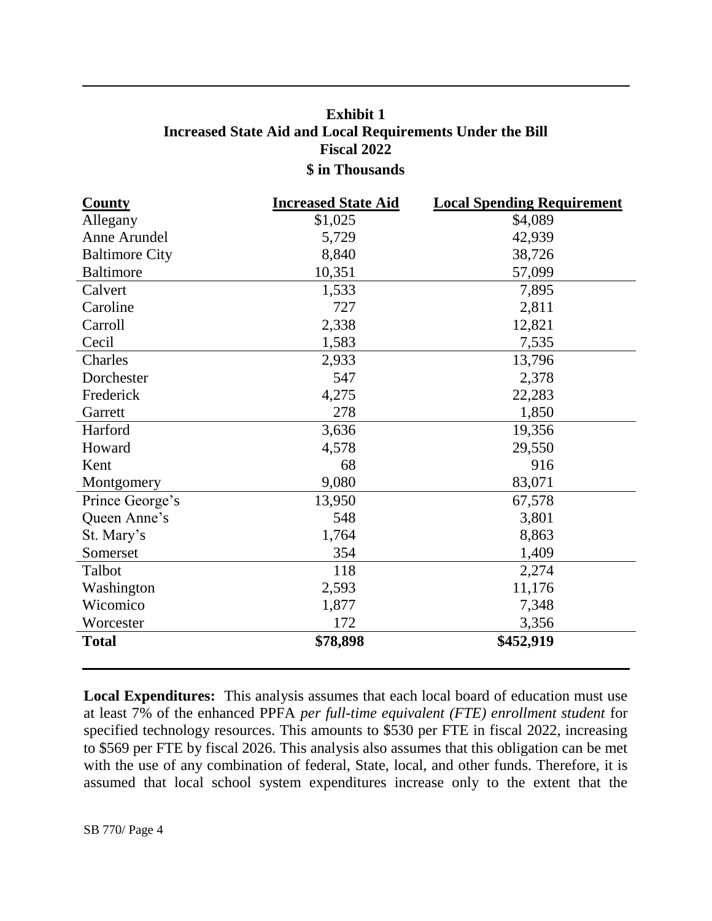**Exhibit 1**
**Increased State Aid and Local Requirements Under the Bill**
**Fiscal 2022**
**$ in Thousands**

| County | Increased State Aid | Local Spending Requirement |
|---|---|---|
| Allegany | $1,025 | $4,089 |
| Anne Arundel | 5,729 | 42,939 |
| Baltimore City | 8,840 | 38,726 |
| Baltimore | 10,351 | 57,099 |
| Calvert | 1,533 | 7,895 |
| Caroline | 727 | 2,811 |
| Carroll | 2,338 | 12,821 |
| Cecil | 1,583 | 7,535 |
| Charles | 2,933 | 13,796 |
| Dorchester | 547 | 2,378 |
| Frederick | 4,275 | 22,283 |
| Garrett | 278 | 1,850 |
| Harford | 3,636 | 19,356 |
| Howard | 4,578 | 29,550 |
| Kent | 68 | 916 |
| Montgomery | 9,080 | 83,071 |
| Prince George's | 13,950 | 67,578 |
| Queen Anne's | 548 | 3,801 |
| St. Mary's | 1,764 | 8,863 |
| Somerset | 354 | 1,409 |
| Talbot | 118 | 2,274 |
| Washington | 2,593 | 11,176 |
| Wicomico | 1,877 | 7,348 |
| Worcester | 172 | 3,356 |
| **Total** | **$78,898** | **$452,919** |

**Local Expenditures:** This analysis assumes that each local board of education must use at least 7% of the enhanced PPFA *per full-time equivalent (FTE) enrollment student* for specified technology resources. This amounts to $530 per FTE in fiscal 2022, increasing to $569 per FTE by fiscal 2026. This analysis also assumes that this obligation can be met with the use of any combination of federal, State, local, and other funds. Therefore, it is assumed that local school system expenditures increase only to the extent that the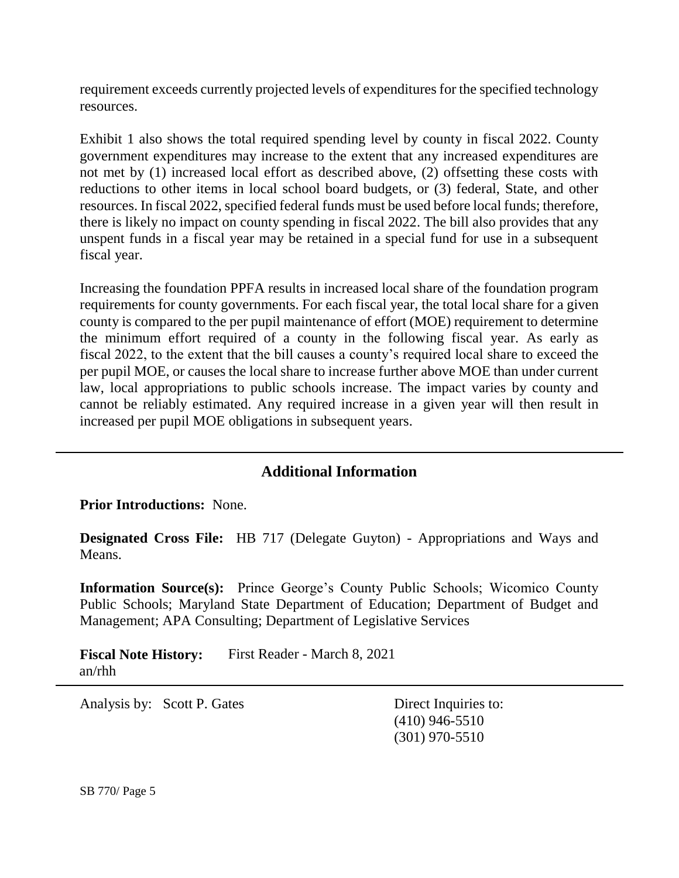requirement exceeds currently projected levels of expenditures for the specified technology resources.

Exhibit 1 also shows the total required spending level by county in fiscal 2022. County government expenditures may increase to the extent that any increased expenditures are not met by (1) increased local effort as described above, (2) offsetting these costs with reductions to other items in local school board budgets, or (3) federal, State, and other resources. In fiscal 2022, specified federal funds must be used before local funds; therefore, there is likely no impact on county spending in fiscal 2022. The bill also provides that any unspent funds in a fiscal year may be retained in a special fund for use in a subsequent fiscal year.

Increasing the foundation PPFA results in increased local share of the foundation program requirements for county governments. For each fiscal year, the total local share for a given county is compared to the per pupil maintenance of effort (MOE) requirement to determine the minimum effort required of a county in the following fiscal year. As early as fiscal 2022, to the extent that the bill causes a county's required local share to exceed the per pupil MOE, or causes the local share to increase further above MOE than under current law, local appropriations to public schools increase. The impact varies by county and cannot be reliably estimated. Any required increase in a given year will then result in increased per pupil MOE obligations in subsequent years.

## Additional Information

**Prior Introductions:** None.

**Designated Cross File:** HB 717 (Delegate Guyton) - Appropriations and Ways and Means.

**Information Source(s):** Prince George's County Public Schools; Wicomico County Public Schools; Maryland State Department of Education; Department of Budget and Management; APA Consulting; Department of Legislative Services

**Fiscal Note History:** First Reader - March 8, 2021
an/rhh

Analysis by: Scott P. Gates

Direct Inquiries to:
(410) 946-5510
(301) 970-5510